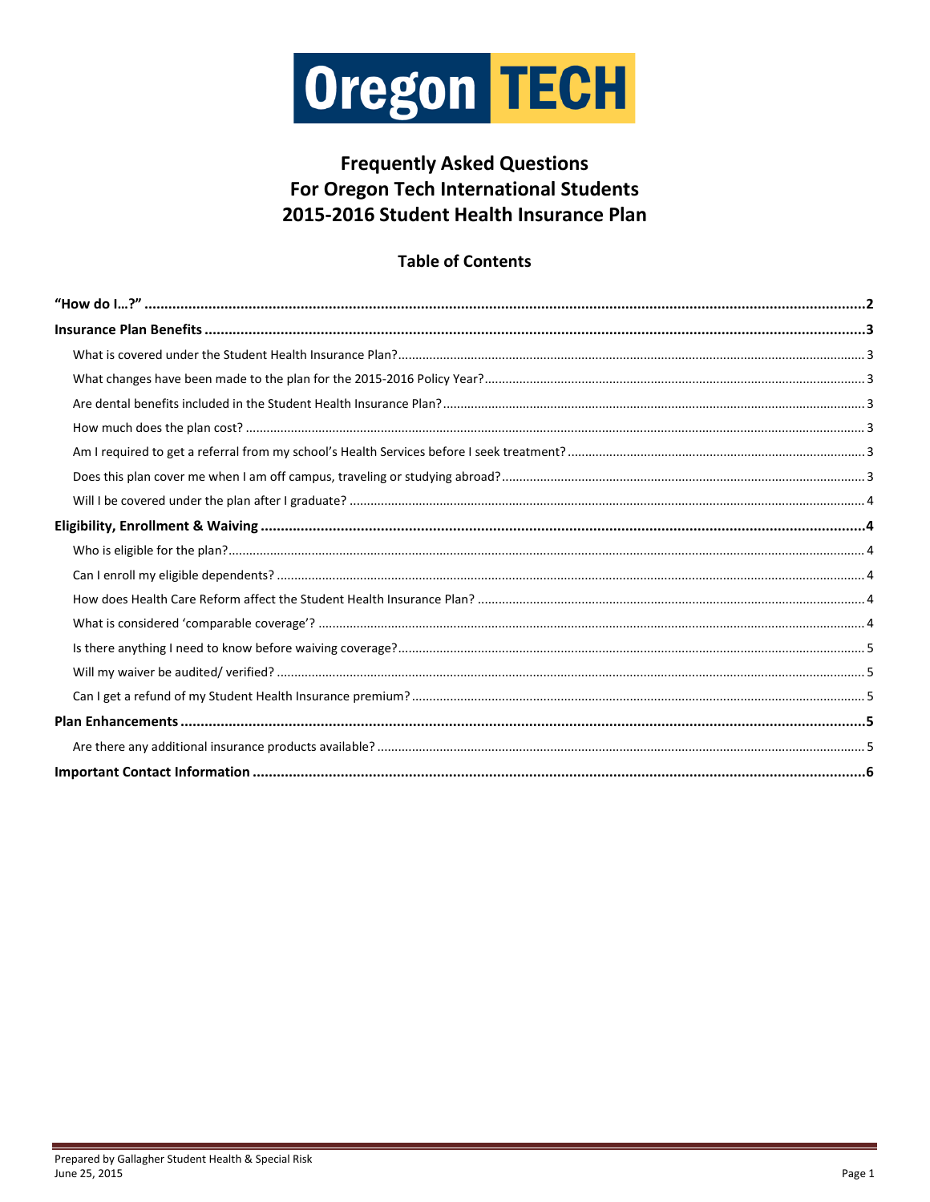Oregon TECH

# Frequently Asked Questions
# For Oregon Tech International Students
# 2015-2016 Student Health Insurance Plan

## Table of Contents

**"How do I…?"** ....................................................................................................................................................2

**Insurance Plan Benefits** ....................................................................................................................................3

- What is covered under the Student Health Insurance Plan? ................................................................................3
- What changes have been made to the plan for the 2015-2016 Policy Year? ......................................................3
- Are dental benefits included in the Student Health Insurance Plan? ...................................................................3
- How much does the plan cost? ............................................................................................................................3
- Am I required to get a referral from my school's Health Services before I seek treatment? ...............................3
- Does this plan cover me when I am off campus, traveling or studying abroad? ..................................................3
- Will I be covered under the plan after I graduate? ..............................................................................................4

**Eligibility, Enrollment & Waiving** .......................................................................................................................4

- Who is eligible for the plan? .................................................................................................................................4
- Can I enroll my eligible dependents? ...................................................................................................................4
- How does Health Care Reform affect the Student Health Insurance Plan? .........................................................4
- What is considered 'comparable coverage'? .......................................................................................................4
- Is there anything I need to know before waiving coverage? ................................................................................5
- Will my waiver be audited/ verified? ....................................................................................................................5
- Can I get a refund of my Student Health Insurance premium? ............................................................................5

**Plan Enhancements** ..........................................................................................................................................5

- Are there any additional insurance products available? .....................................................................................5

**Important Contact Information** ........................................................................................................................6

Prepared by Gallagher Student Health & Special Risk
June 25, 2015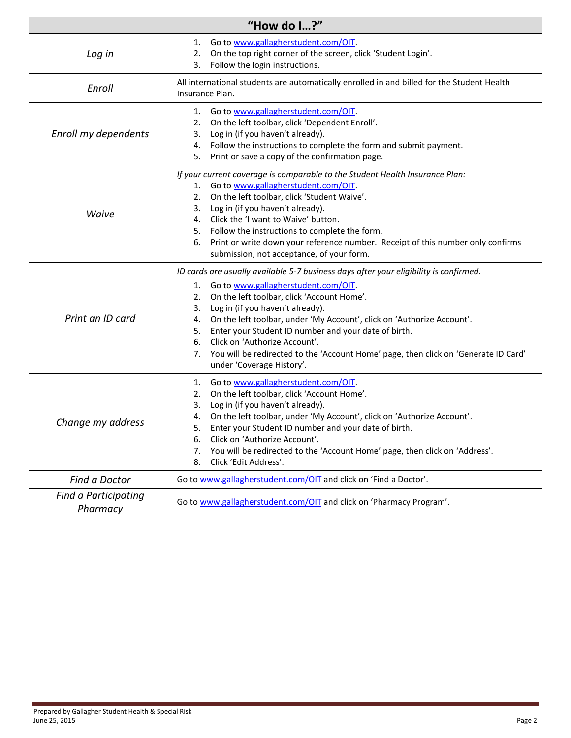| "How do I…?" | |
|---|---|
| *Log in* | 1. Go to www.gallagherstudent.com/OIT.<br>2. On the top right corner of the screen, click 'Student Login'.<br>3. Follow the login instructions. |
| *Enroll* | All international students are automatically enrolled in and billed for the Student Health Insurance Plan. |
| *Enroll my dependents* | 1. Go to www.gallagherstudent.com/OIT.<br>2. On the left toolbar, click 'Dependent Enroll'.<br>3. Log in (if you haven't already).<br>4. Follow the instructions to complete the form and submit payment.<br>5. Print or save a copy of the confirmation page. |
| *Waive* | *If your current coverage is comparable to the Student Health Insurance Plan:*<br>1. Go to www.gallagherstudent.com/OIT.<br>2. On the left toolbar, click 'Student Waive'.<br>3. Log in (if you haven't already).<br>4. Click the 'I want to Waive' button.<br>5. Follow the instructions to complete the form.<br>6. Print or write down your reference number. Receipt of this number only confirms submission, not acceptance, of your form. |
| *Print an ID card* | *ID cards are usually available 5-7 business days after your eligibility is confirmed.*<br>1. Go to www.gallagherstudent.com/OIT.<br>2. On the left toolbar, click 'Account Home'.<br>3. Log in (if you haven't already).<br>4. On the left toolbar, under 'My Account', click on 'Authorize Account'.<br>5. Enter your Student ID number and your date of birth.<br>6. Click on 'Authorize Account'.<br>7. You will be redirected to the 'Account Home' page, then click on 'Generate ID Card' under 'Coverage History'. |
| *Change my address* | 1. Go to www.gallagherstudent.com/OIT.<br>2. On the left toolbar, click 'Account Home'.<br>3. Log in (if you haven't already).<br>4. On the left toolbar, under 'My Account', click on 'Authorize Account'.<br>5. Enter your Student ID number and your date of birth.<br>6. Click on 'Authorize Account'.<br>7. You will be redirected to the 'Account Home' page, then click on 'Address'.<br>8. Click 'Edit Address'. |
| *Find a Doctor* | Go to www.gallagherstudent.com/OIT and click on 'Find a Doctor'. |
| *Find a Participating Pharmacy* | Go to www.gallagherstudent.com/OIT and click on 'Pharmacy Program'. |

Prepared by Gallagher Student Health & Special Risk
June 25, 2015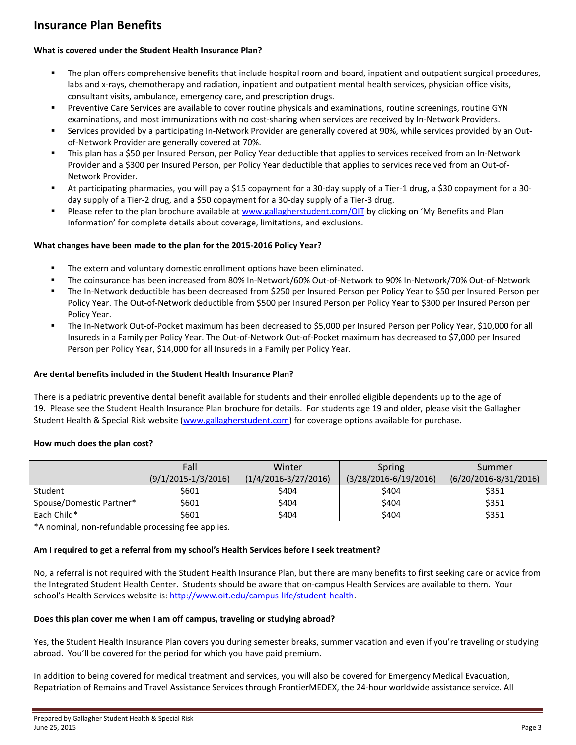# Insurance Plan Benefits

**What is covered under the Student Health Insurance Plan?**

- The plan offers comprehensive benefits that include hospital room and board, inpatient and outpatient surgical procedures, labs and x-rays, chemotherapy and radiation, inpatient and outpatient mental health services, physician office visits, consultant visits, ambulance, emergency care, and prescription drugs.
- Preventive Care Services are available to cover routine physicals and examinations, routine screenings, routine GYN examinations, and most immunizations with no cost-sharing when services are received by In-Network Providers.
- Services provided by a participating In-Network Provider are generally covered at 90%, while services provided by an Out-of-Network Provider are generally covered at 70%.
- This plan has a $50 per Insured Person, per Policy Year deductible that applies to services received from an In-Network Provider and a $300 per Insured Person, per Policy Year deductible that applies to services received from an Out-of-Network Provider.
- At participating pharmacies, you will pay a $15 copayment for a 30-day supply of a Tier-1 drug, a $30 copayment for a 30-day supply of a Tier-2 drug, and a $50 copayment for a 30-day supply of a Tier-3 drug.
- Please refer to the plan brochure available at www.gallagherstudent.com/OIT by clicking on 'My Benefits and Plan Information' for complete details about coverage, limitations, and exclusions.

**What changes have been made to the plan for the 2015-2016 Policy Year?**

- The extern and voluntary domestic enrollment options have been eliminated.
- The coinsurance has been increased from 80% In-Network/60% Out-of-Network to 90% In-Network/70% Out-of-Network
- The In-Network deductible has been decreased from $250 per Insured Person per Policy Year to $50 per Insured Person per Policy Year. The Out-of-Network deductible from $500 per Insured Person per Policy Year to $300 per Insured Person per Policy Year.
- The In-Network Out-of-Pocket maximum has been decreased to $5,000 per Insured Person per Policy Year, $10,000 for all Insureds in a Family per Policy Year. The Out-of-Network Out-of-Pocket maximum has decreased to $7,000 per Insured Person per Policy Year, $14,000 for all Insureds in a Family per Policy Year.

**Are dental benefits included in the Student Health Insurance Plan?**

There is a pediatric preventive dental benefit available for students and their enrolled eligible dependents up to the age of 19. Please see the Student Health Insurance Plan brochure for details. For students age 19 and older, please visit the Gallagher Student Health & Special Risk website (www.gallagherstudent.com) for coverage options available for purchase.

**How much does the plan cost?**

| | Fall (9/1/2015-1/3/2016) | Winter (1/4/2016-3/27/2016) | Spring (3/28/2016-6/19/2016) | Summer (6/20/2016-8/31/2016) |
|---|---|---|---|---|
| Student | $601 | $404 | $404 | $351 |
| Spouse/Domestic Partner* | $601 | $404 | $404 | $351 |
| Each Child* | $601 | $404 | $404 | $351 |

*A nominal, non-refundable processing fee applies.

**Am I required to get a referral from my school's Health Services before I seek treatment?**

No, a referral is not required with the Student Health Insurance Plan, but there are many benefits to first seeking care or advice from the Integrated Student Health Center. Students should be aware that on-campus Health Services are available to them. Your school's Health Services website is: http://www.oit.edu/campus-life/student-health.

**Does this plan cover me when I am off campus, traveling or studying abroad?**

Yes, the Student Health Insurance Plan covers you during semester breaks, summer vacation and even if you're traveling or studying abroad. You'll be covered for the period for which you have paid premium.

In addition to being covered for medical treatment and services, you will also be covered for Emergency Medical Evacuation, Repatriation of Remains and Travel Assistance Services through FrontierMEDEX, the 24-hour worldwide assistance service. All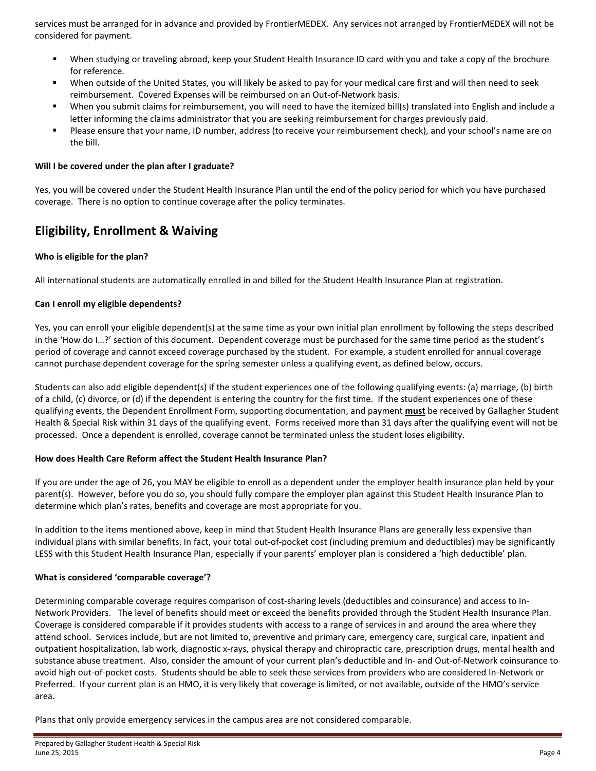services must be arranged for in advance and provided by FrontierMEDEX. Any services not arranged by FrontierMEDEX will not be considered for payment.

- When studying or traveling abroad, keep your Student Health Insurance ID card with you and take a copy of the brochure for reference.
- When outside of the United States, you will likely be asked to pay for your medical care first and will then need to seek reimbursement. Covered Expenses will be reimbursed on an Out-of-Network basis.
- When you submit claims for reimbursement, you will need to have the itemized bill(s) translated into English and include a letter informing the claims administrator that you are seeking reimbursement for charges previously paid.
- Please ensure that your name, ID number, address (to receive your reimbursement check), and your school's name are on the bill.

**Will I be covered under the plan after I graduate?**

Yes, you will be covered under the Student Health Insurance Plan until the end of the policy period for which you have purchased coverage. There is no option to continue coverage after the policy terminates.

## Eligibility, Enrollment & Waiving

**Who is eligible for the plan?**

All international students are automatically enrolled in and billed for the Student Health Insurance Plan at registration.

**Can I enroll my eligible dependents?**

Yes, you can enroll your eligible dependent(s) at the same time as your own initial plan enrollment by following the steps described in the 'How do I…?' section of this document. Dependent coverage must be purchased for the same time period as the student's period of coverage and cannot exceed coverage purchased by the student. For example, a student enrolled for annual coverage cannot purchase dependent coverage for the spring semester unless a qualifying event, as defined below, occurs.

Students can also add eligible dependent(s) if the student experiences one of the following qualifying events: (a) marriage, (b) birth of a child, (c) divorce, or (d) if the dependent is entering the country for the first time. If the student experiences one of these qualifying events, the Dependent Enrollment Form, supporting documentation, and payment **must** be received by Gallagher Student Health & Special Risk within 31 days of the qualifying event. Forms received more than 31 days after the qualifying event will not be processed. Once a dependent is enrolled, coverage cannot be terminated unless the student loses eligibility.

**How does Health Care Reform affect the Student Health Insurance Plan?**

If you are under the age of 26, you MAY be eligible to enroll as a dependent under the employer health insurance plan held by your parent(s). However, before you do so, you should fully compare the employer plan against this Student Health Insurance Plan to determine which plan's rates, benefits and coverage are most appropriate for you.

In addition to the items mentioned above, keep in mind that Student Health Insurance Plans are generally less expensive than individual plans with similar benefits. In fact, your total out-of-pocket cost (including premium and deductibles) may be significantly LESS with this Student Health Insurance Plan, especially if your parents' employer plan is considered a 'high deductible' plan.

**What is considered 'comparable coverage'?**

Determining comparable coverage requires comparison of cost-sharing levels (deductibles and coinsurance) and access to In-Network Providers. The level of benefits should meet or exceed the benefits provided through the Student Health Insurance Plan. Coverage is considered comparable if it provides students with access to a range of services in and around the area where they attend school. Services include, but are not limited to, preventive and primary care, emergency care, surgical care, inpatient and outpatient hospitalization, lab work, diagnostic x-rays, physical therapy and chiropractic care, prescription drugs, mental health and substance abuse treatment. Also, consider the amount of your current plan's deductible and In- and Out-of-Network coinsurance to avoid high out-of-pocket costs. Students should be able to seek these services from providers who are considered In-Network or Preferred. If your current plan is an HMO, it is very likely that coverage is limited, or not available, outside of the HMO's service area.

Plans that only provide emergency services in the campus area are not considered comparable.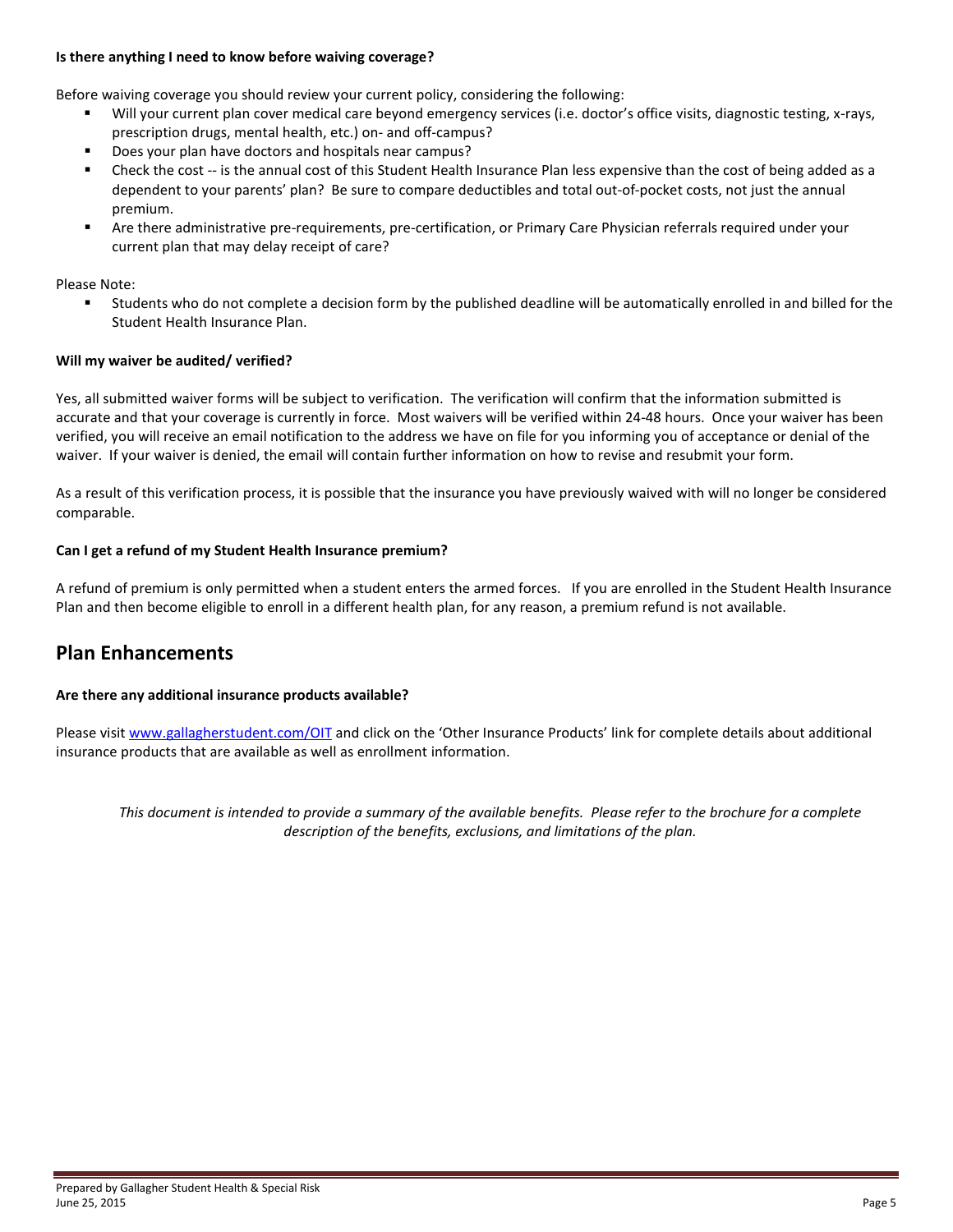**Is there anything I need to know before waiving coverage?**

Before waiving coverage you should review your current policy, considering the following:

- Will your current plan cover medical care beyond emergency services (i.e. doctor's office visits, diagnostic testing, x-rays, prescription drugs, mental health, etc.) on- and off-campus?
- Does your plan have doctors and hospitals near campus?
- Check the cost -- is the annual cost of this Student Health Insurance Plan less expensive than the cost of being added as a dependent to your parents' plan? Be sure to compare deductibles and total out-of-pocket costs, not just the annual premium.
- Are there administrative pre-requirements, pre-certification, or Primary Care Physician referrals required under your current plan that may delay receipt of care?

Please Note:

- Students who do not complete a decision form by the published deadline will be automatically enrolled in and billed for the Student Health Insurance Plan.

**Will my waiver be audited/ verified?**

Yes, all submitted waiver forms will be subject to verification. The verification will confirm that the information submitted is accurate and that your coverage is currently in force. Most waivers will be verified within 24-48 hours. Once your waiver has been verified, you will receive an email notification to the address we have on file for you informing you of acceptance or denial of the waiver. If your waiver is denied, the email will contain further information on how to revise and resubmit your form.

As a result of this verification process, it is possible that the insurance you have previously waived with will no longer be considered comparable.

**Can I get a refund of my Student Health Insurance premium?**

A refund of premium is only permitted when a student enters the armed forces. If you are enrolled in the Student Health Insurance Plan and then become eligible to enroll in a different health plan, for any reason, a premium refund is not available.

## Plan Enhancements

**Are there any additional insurance products available?**

Please visit www.gallagherstudent.com/OIT and click on the 'Other Insurance Products' link for complete details about additional insurance products that are available as well as enrollment information.

*This document is intended to provide a summary of the available benefits. Please refer to the brochure for a complete description of the benefits, exclusions, and limitations of the plan.*

Prepared by Gallagher Student Health & Special Risk
June 25, 2015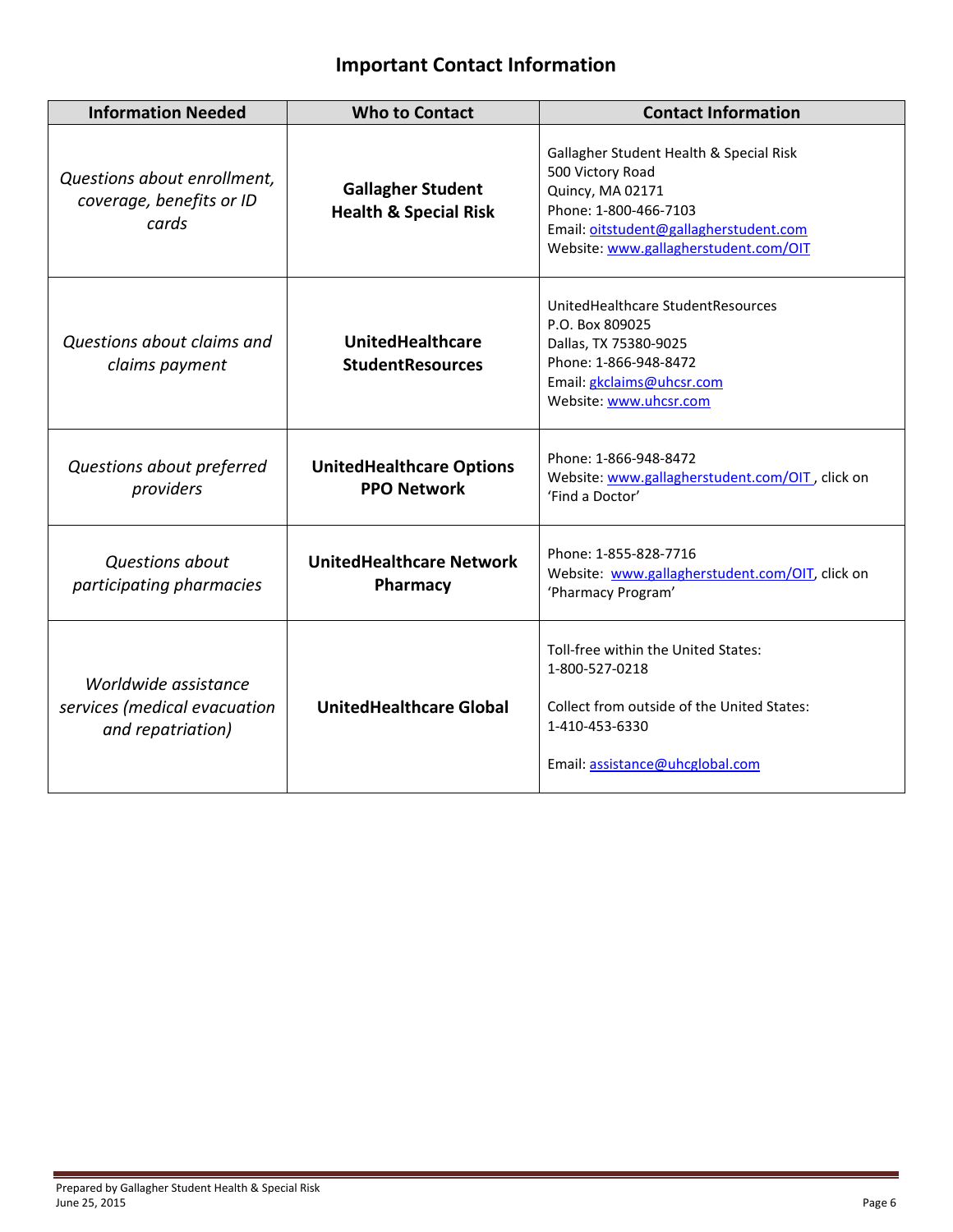# Important Contact Information

| Information Needed | Who to Contact | Contact Information |
|---|---|---|
| *Questions about enrollment, coverage, benefits or ID cards* | **Gallagher Student Health & Special Risk** | Gallagher Student Health & Special Risk<br>500 Victory Road<br>Quincy, MA 02171<br>Phone: 1-800-466-7103<br>Email: oitstudent@gallagherstudent.com<br>Website: www.gallagherstudent.com/OIT |
| *Questions about claims and claims payment* | **UnitedHealthcare StudentResources** | UnitedHealthcare StudentResources<br>P.O. Box 809025<br>Dallas, TX 75380-9025<br>Phone: 1-866-948-8472<br>Email: gkclaims@uhcsr.com<br>Website: www.uhcsr.com |
| *Questions about preferred providers* | **UnitedHealthcare Options PPO Network** | Phone: 1-866-948-8472<br>Website: www.gallagherstudent.com/OIT , click on 'Find a Doctor' |
| *Questions about participating pharmacies* | **UnitedHealthcare Network Pharmacy** | Phone: 1-855-828-7716<br>Website: www.gallagherstudent.com/OIT, click on 'Pharmacy Program' |
| *Worldwide assistance services (medical evacuation and repatriation)* | **UnitedHealthcare Global** | Toll-free within the United States:<br>1-800-527-0218<br><br>Collect from outside of the United States:<br>1-410-453-6330<br><br>Email: assistance@uhcglobal.com |

Prepared by Gallagher Student Health & Special Risk
June 25, 2015